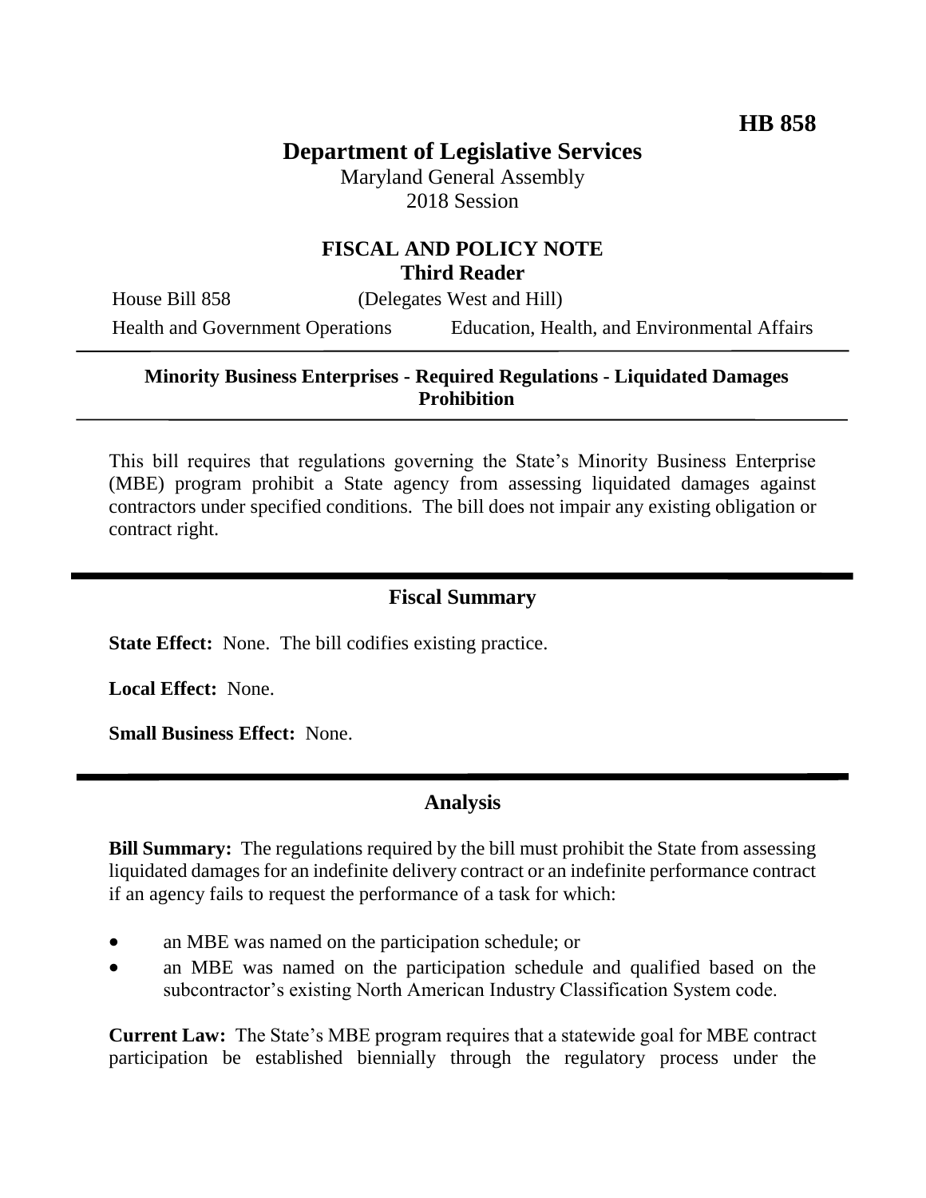**HB 858**

# Department of Legislative Services

Maryland General Assembly
2018 Session

## FISCAL AND POLICY NOTE
**Third Reader**

House Bill 858 (Delegates West and Hill)

Health and Government Operations Education, Health, and Environmental Affairs

---

**Minority Business Enterprises - Required Regulations - Liquidated Damages Prohibition**

---

This bill requires that regulations governing the State's Minority Business Enterprise (MBE) program prohibit a State agency from assessing liquidated damages against contractors under specified conditions. The bill does not impair any existing obligation or contract right.

---

## Fiscal Summary

**State Effect:** None. The bill codifies existing practice.

**Local Effect:** None.

**Small Business Effect:** None.

---

## Analysis

**Bill Summary:** The regulations required by the bill must prohibit the State from assessing liquidated damages for an indefinite delivery contract or an indefinite performance contract if an agency fails to request the performance of a task for which:

- an MBE was named on the participation schedule; or
- an MBE was named on the participation schedule and qualified based on the subcontractor's existing North American Industry Classification System code.

**Current Law:** The State's MBE program requires that a statewide goal for MBE contract participation be established biennially through the regulatory process under the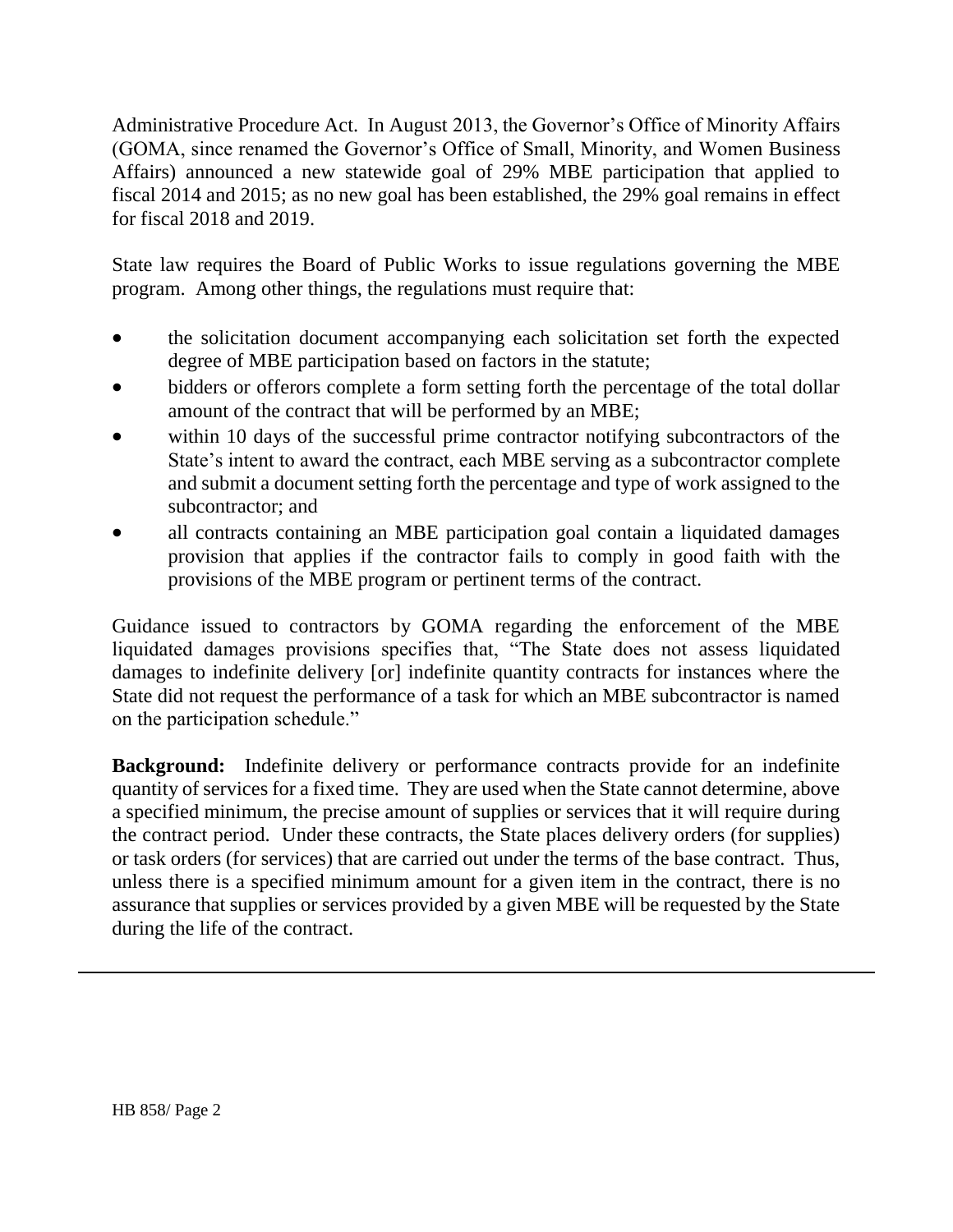Administrative Procedure Act. In August 2013, the Governor's Office of Minority Affairs (GOMA, since renamed the Governor's Office of Small, Minority, and Women Business Affairs) announced a new statewide goal of 29% MBE participation that applied to fiscal 2014 and 2015; as no new goal has been established, the 29% goal remains in effect for fiscal 2018 and 2019.

State law requires the Board of Public Works to issue regulations governing the MBE program. Among other things, the regulations must require that:

- the solicitation document accompanying each solicitation set forth the expected degree of MBE participation based on factors in the statute;
- bidders or offerors complete a form setting forth the percentage of the total dollar amount of the contract that will be performed by an MBE;
- within 10 days of the successful prime contractor notifying subcontractors of the State's intent to award the contract, each MBE serving as a subcontractor complete and submit a document setting forth the percentage and type of work assigned to the subcontractor; and
- all contracts containing an MBE participation goal contain a liquidated damages provision that applies if the contractor fails to comply in good faith with the provisions of the MBE program or pertinent terms of the contract.

Guidance issued to contractors by GOMA regarding the enforcement of the MBE liquidated damages provisions specifies that, "The State does not assess liquidated damages to indefinite delivery [or] indefinite quantity contracts for instances where the State did not request the performance of a task for which an MBE subcontractor is named on the participation schedule."

**Background:** Indefinite delivery or performance contracts provide for an indefinite quantity of services for a fixed time. They are used when the State cannot determine, above a specified minimum, the precise amount of supplies or services that it will require during the contract period. Under these contracts, the State places delivery orders (for supplies) or task orders (for services) that are carried out under the terms of the base contract. Thus, unless there is a specified minimum amount for a given item in the contract, there is no assurance that supplies or services provided by a given MBE will be requested by the State during the life of the contract.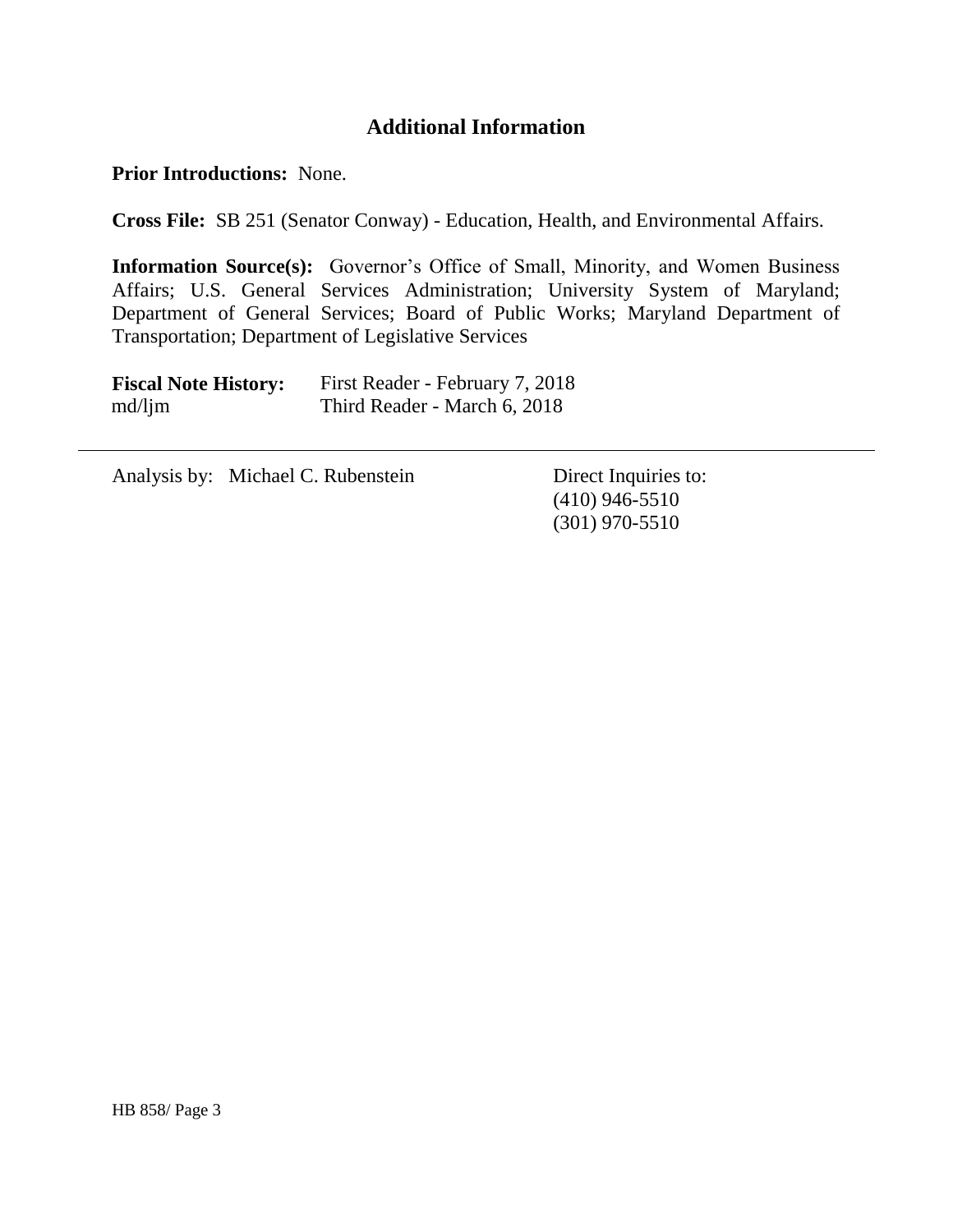## Additional Information

**Prior Introductions:** None.

**Cross File:** SB 251 (Senator Conway) - Education, Health, and Environmental Affairs.

**Information Source(s):** Governor's Office of Small, Minority, and Women Business Affairs; U.S. General Services Administration; University System of Maryland; Department of General Services; Board of Public Works; Maryland Department of Transportation; Department of Legislative Services

**Fiscal Note History:** First Reader - February 7, 2018
md/ljm Third Reader - March 6, 2018

---

Analysis by: Michael C. Rubenstein

Direct Inquiries to:
(410) 946-5510
(301) 970-5510